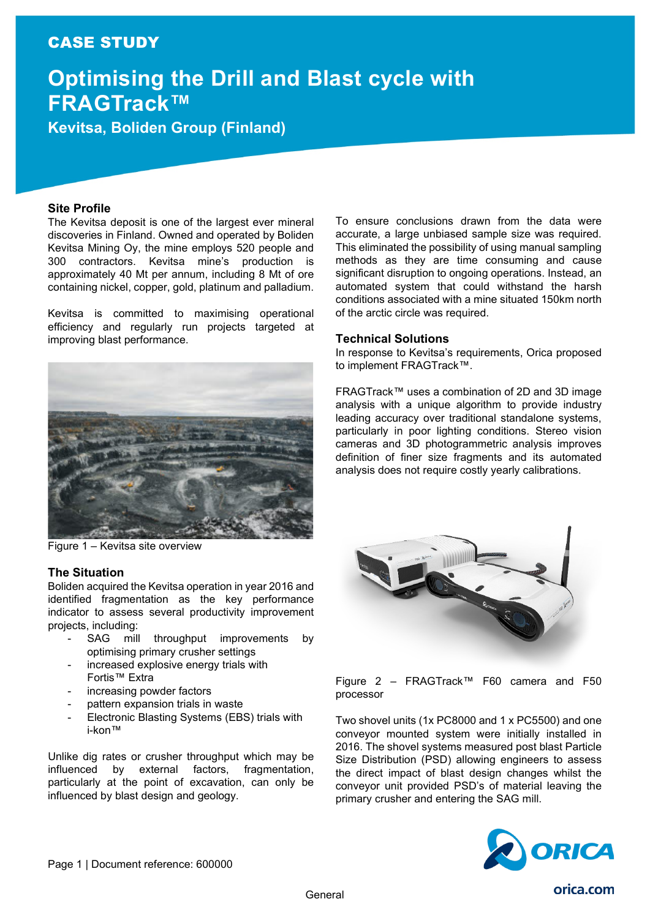CASE STUDY

# Optimising the Drill and Blast cycle with FRAGTrack™

## Kevitsa, Boliden Group (Finland)

### Site Profile

The Kevitsa deposit is one of the largest ever mineral discoveries in Finland. Owned and operated by Boliden Kevitsa Mining Oy, the mine employs 520 people and 300 contractors. Kevitsa mine's production is approximately 40 Mt per annum, including 8 Mt of ore containing nickel, copper, gold, platinum and palladium.

Kevitsa is committed to maximising operational efficiency and regularly run projects targeted at improving blast performance.

Figure 1 – Kevitsa site overview

### The Situation

Boliden acquired the Kevitsa operation in year 2016 and identified fragmentation as the key performance indicator to assess several productivity improvement projects, including:

- SAG mill throughput improvements by optimising primary crusher settings
- increased explosive energy trials with Fortis™ Extra
- increasing powder factors
- pattern expansion trials in waste
- Electronic Blasting Systems (EBS) trials with i-kon™

Unlike dig rates or crusher throughput which may be influenced by external factors, fragmentation, particularly at the point of excavation, can only be influenced by blast design and geology.

To ensure conclusions drawn from the data were accurate, a large unbiased sample size was required. This eliminated the possibility of using manual sampling methods as they are time consuming and cause significant disruption to ongoing operations. Instead, an automated system that could withstand the harsh conditions associated with a mine situated 150km north of the arctic circle was required.

### Technical Solutions

In response to Kevitsa's requirements, Orica proposed to implement FRAGTrack™.

FRAGTrack™ uses a combination of 2D and 3D image analysis with a unique algorithm to provide industry leading accuracy over traditional standalone systems, particularly in poor lighting conditions. Stereo vision cameras and 3D photogrammetric analysis improves definition of finer size fragments and its automated analysis does not require costly yearly calibrations.

Figure 2 – FRAGTrack™ F60 camera and F50 processor

Two shovel units (1x PC8000 and 1 x PC5500) and one conveyor mounted system were initially installed in 2016. The shovel systems measured post blast Particle Size Distribution (PSD) allowing engineers to assess the direct impact of blast design changes whilst the conveyor unit provided PSD's of material leaving the primary crusher and entering the SAG mill.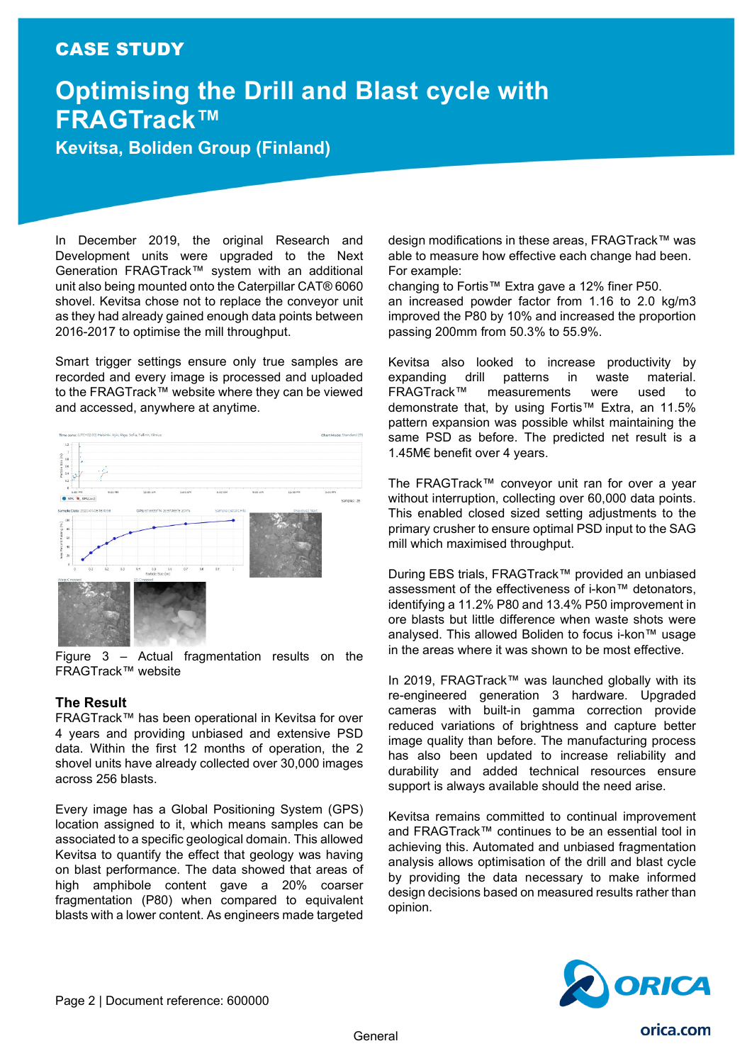# CASE STUDY

# Optimising the Drill and Blast cycle with FRAGTrack™

## Kevitsa, Boliden Group (Finland)

In December 2019, the original Research and Development units were upgraded to the Next Generation FRAGTrack™ system with an additional unit also being mounted onto the Caterpillar CAT® 6060 shovel. Kevitsa chose not to replace the conveyor unit as they had already gained enough data points between 2016-2017 to optimise the mill throughput.

Smart trigger settings ensure only true samples are recorded and every image is processed and uploaded to the FRAGTrack™ website where they can be viewed and accessed, anywhere at anytime.

Figure 3 – Actual fragmentation results on the FRAGTrack™ website

### The Result

FRAGTrack™ has been operational in Kevitsa for over 4 years and providing unbiased and extensive PSD data. Within the first 12 months of operation, the 2 shovel units have already collected over 30,000 images across 256 blasts.

Every image has a Global Positioning System (GPS) location assigned to it, which means samples can be associated to a specific geological domain. This allowed Kevitsa to quantify the effect that geology was having on blast performance. The data showed that areas of high amphibole content gave a 20% coarser fragmentation (P80) when compared to equivalent blasts with a lower content. As engineers made targeted design modifications in these areas, FRAGTrack™ was able to measure how effective each change had been. For example:

changing to Fortis™ Extra gave a 12% finer P50.
an increased powder factor from 1.16 to 2.0 kg/m3 improved the P80 by 10% and increased the proportion passing 200mm from 50.3% to 55.9%.

Kevitsa also looked to increase productivity by expanding drill patterns in waste material. FRAGTrack™ measurements were used to demonstrate that, by using Fortis™ Extra, an 11.5% pattern expansion was possible whilst maintaining the same PSD as before. The predicted net result is a 1.45M€ benefit over 4 years.

The FRAGTrack™ conveyor unit ran for over a year without interruption, collecting over 60,000 data points. This enabled closed sized setting adjustments to the primary crusher to ensure optimal PSD input to the SAG mill which maximised throughput.

During EBS trials, FRAGTrack™ provided an unbiased assessment of the effectiveness of i-kon™ detonators, identifying a 11.2% P80 and 13.4% P50 improvement in ore blasts but little difference when waste shots were analysed. This allowed Boliden to focus i-kon™ usage in the areas where it was shown to be most effective.

In 2019, FRAGTrack™ was launched globally with its re-engineered generation 3 hardware. Upgraded cameras with built-in gamma correction provide reduced variations of brightness and capture better image quality than before. The manufacturing process has also been updated to increase reliability and durability and added technical resources ensure support is always available should the need arise.

Kevitsa remains committed to continual improvement and FRAGTrack™ continues to be an essential tool in achieving this. Automated and unbiased fragmentation analysis allows optimisation of the drill and blast cycle by providing the data necessary to make informed design decisions based on measured results rather than opinion.

Document reference: 600000

General

orica.com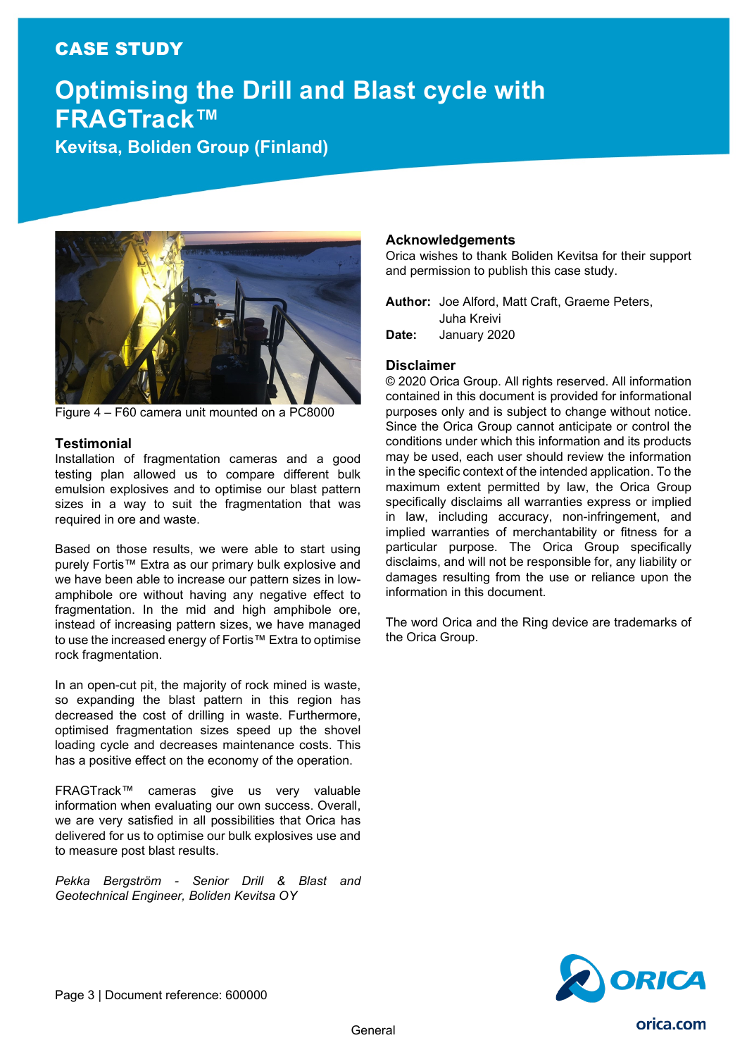# CASE STUDY

# Optimising the Drill and Blast cycle with FRAGTrack™

## Kevitsa, Boliden Group (Finland)

Figure 4 – F60 camera unit mounted on a PC8000

### Testimonial

Installation of fragmentation cameras and a good testing plan allowed us to compare different bulk emulsion explosives and to optimise our blast pattern sizes in a way to suit the fragmentation that was required in ore and waste.

Based on those results, we were able to start using purely Fortis™ Extra as our primary bulk explosive and we have been able to increase our pattern sizes in low-amphibole ore without having any negative effect to fragmentation. In the mid and high amphibole ore, instead of increasing pattern sizes, we have managed to use the increased energy of Fortis™ Extra to optimise rock fragmentation.

In an open-cut pit, the majority of rock mined is waste, so expanding the blast pattern in this region has decreased the cost of drilling in waste. Furthermore, optimised fragmentation sizes speed up the shovel loading cycle and decreases maintenance costs. This has a positive effect on the economy of the operation.

FRAGTrack™ cameras give us very valuable information when evaluating our own success. Overall, we are very satisfied in all possibilities that Orica has delivered for us to optimise our bulk explosives use and to measure post blast results.

*Pekka Bergström - Senior Drill & Blast and Geotechnical Engineer, Boliden Kevitsa OY*

### Acknowledgements

Orica wishes to thank Boliden Kevitsa for their support and permission to publish this case study.

**Author:** Joe Alford, Matt Craft, Graeme Peters, Juha Kreivi

**Date:** January 2020

### Disclaimer

© 2020 Orica Group. All rights reserved. All information contained in this document is provided for informational purposes only and is subject to change without notice. Since the Orica Group cannot anticipate or control the conditions under which this information and its products may be used, each user should review the information in the specific context of the intended application. To the maximum extent permitted by law, the Orica Group specifically disclaims all warranties express or implied in law, including accuracy, non-infringement, and implied warranties of merchantability or fitness for a particular purpose. The Orica Group specifically disclaims, and will not be responsible for, any liability or damages resulting from the use or reliance upon the information in this document.

The word Orica and the Ring device are trademarks of the Orica Group.